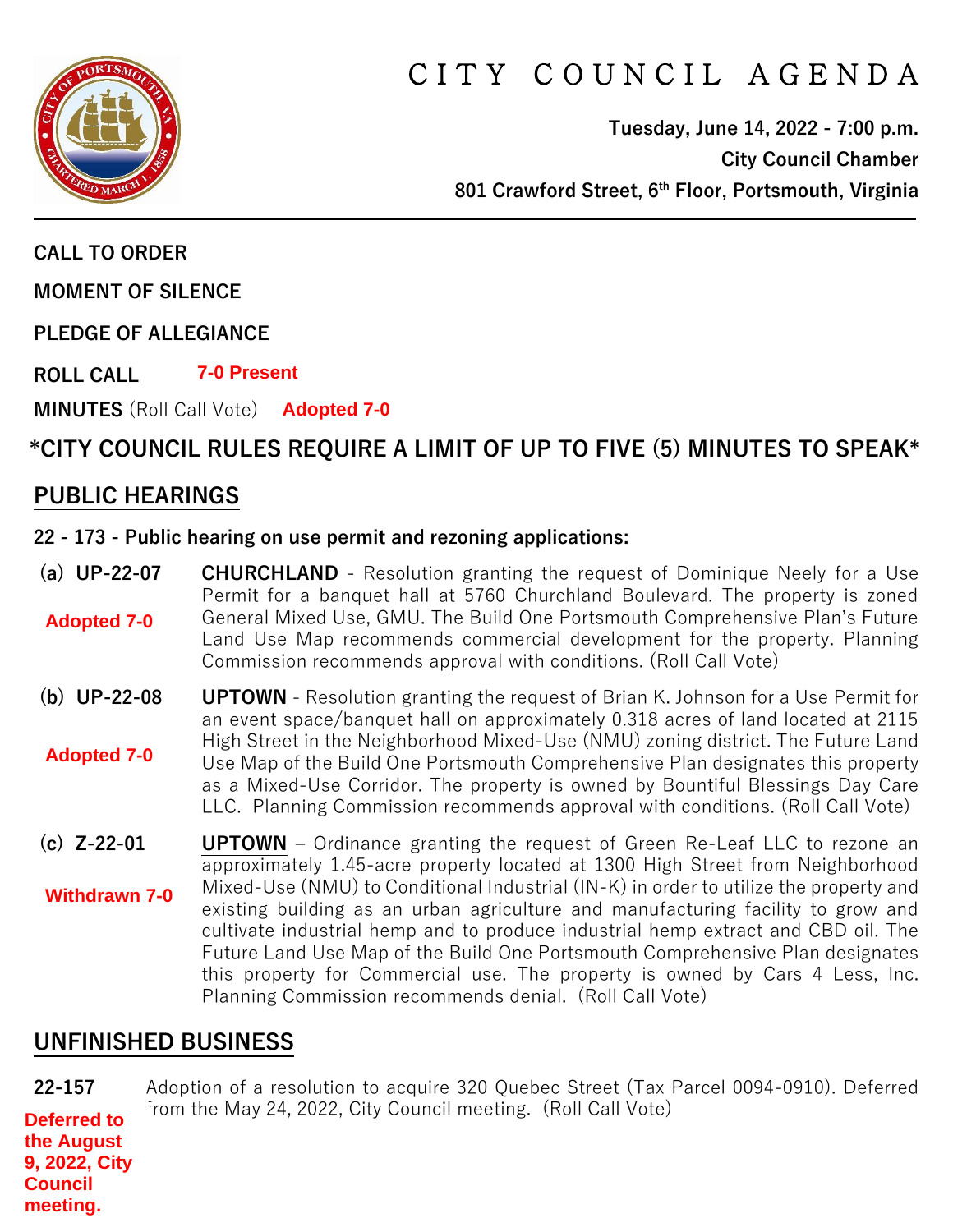# CITY COUNCIL AGENDA

**Tuesday, June 14, 2022 - 7:00 p.m.**
**City Council Chamber**
**801 Crawford Street, 6th Floor, Portsmouth, Virginia**

---

**CALL TO ORDER**

**MOMENT OF SILENCE**

**PLEDGE OF ALLEGIANCE**

**ROLL CALL** **7-0 Present**

**MINUTES** (Roll Call Vote) **Adopted 7-0**

## *CITY COUNCIL RULES REQUIRE A LIMIT OF UP TO FIVE (5) MINUTES TO SPEAK*

## PUBLIC HEARINGS

**22 - 173 - Public hearing on use permit and rezoning applications:**

**(a) UP-22-07** **CHURCHLAND** - Resolution granting the request of Dominique Neely for a Use Permit for a banquet hall at 5760 Churchland Boulevard. The property is zoned General Mixed Use, GMU. The Build One Portsmouth Comprehensive Plan's Future Land Use Map recommends commercial development for the property. Planning Commission recommends approval with conditions. (Roll Call Vote)

**Adopted 7-0**

**(b) UP-22-08** **UPTOWN** - Resolution granting the request of Brian K. Johnson for a Use Permit for an event space/banquet hall on approximately 0.318 acres of land located at 2115 High Street in the Neighborhood Mixed-Use (NMU) zoning district. The Future Land Use Map of the Build One Portsmouth Comprehensive Plan designates this property as a Mixed-Use Corridor. The property is owned by Bountiful Blessings Day Care LLC. Planning Commission recommends approval with conditions. (Roll Call Vote)

**Adopted 7-0**

**(c) Z-22-01** **UPTOWN** – Ordinance granting the request of Green Re-Leaf LLC to rezone an approximately 1.45-acre property located at 1300 High Street from Neighborhood Mixed-Use (NMU) to Conditional Industrial (IN-K) in order to utilize the property and existing building as an urban agriculture and manufacturing facility to grow and cultivate industrial hemp and to produce industrial hemp extract and CBD oil. The Future Land Use Map of the Build One Portsmouth Comprehensive Plan designates this property for Commercial use. The property is owned by Cars 4 Less, Inc. Planning Commission recommends denial. (Roll Call Vote)

**Withdrawn 7-0**

## UNFINISHED BUSINESS

**22-157** Adoption of a resolution to acquire 320 Quebec Street (Tax Parcel 0094-0910). Deferred from the May 24, 2022, City Council meeting. (Roll Call Vote)

**Deferred to the August 9, 2022, City Council meeting.**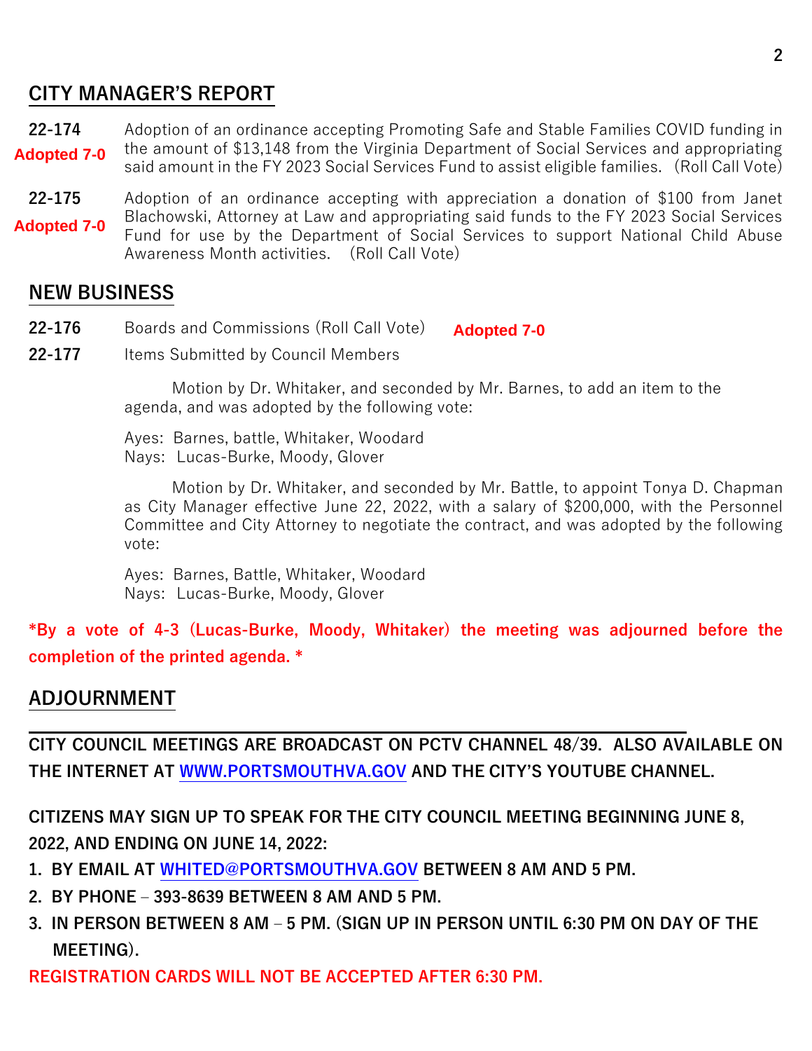## CITY MANAGER'S REPORT

**22-174** **Adopted 7-0** Adoption of an ordinance accepting Promoting Safe and Stable Families COVID funding in the amount of $13,148 from the Virginia Department of Social Services and appropriating said amount in the FY 2023 Social Services Fund to assist eligible families. (Roll Call Vote)

**22-175** **Adopted 7-0** Adoption of an ordinance accepting with appreciation a donation of $100 from Janet Blachowski, Attorney at Law and appropriating said funds to the FY 2023 Social Services Fund for use by the Department of Social Services to support National Child Abuse Awareness Month activities. (Roll Call Vote)

## NEW BUSINESS

**22-176** Boards and Commissions (Roll Call Vote) **Adopted 7-0**

**22-177** Items Submitted by Council Members

Motion by Dr. Whitaker, and seconded by Mr. Barnes, to add an item to the agenda, and was adopted by the following vote:

Ayes: Barnes, battle, Whitaker, Woodard
Nays: Lucas-Burke, Moody, Glover

Motion by Dr. Whitaker, and seconded by Mr. Battle, to appoint Tonya D. Chapman as City Manager effective June 22, 2022, with a salary of $200,000, with the Personnel Committee and City Attorney to negotiate the contract, and was adopted by the following vote:

Ayes: Barnes, Battle, Whitaker, Woodard
Nays: Lucas-Burke, Moody, Glover

**\*By a vote of 4-3 (Lucas-Burke, Moody, Whitaker) the meeting was adjourned before the completion of the printed agenda. \***

## ADJOURNMENT

---

**CITY COUNCIL MEETINGS ARE BROADCAST ON PCTV CHANNEL 48/39. ALSO AVAILABLE ON THE INTERNET AT WWW.PORTSMOUTHVA.GOV AND THE CITY'S YOUTUBE CHANNEL.**

**CITIZENS MAY SIGN UP TO SPEAK FOR THE CITY COUNCIL MEETING BEGINNING JUNE 8, 2022, AND ENDING ON JUNE 14, 2022:**

1. **BY EMAIL AT WHITED@PORTSMOUTHVA.GOV BETWEEN 8 AM AND 5 PM.**
2. **BY PHONE – 393-8639 BETWEEN 8 AM AND 5 PM.**
3. **IN PERSON BETWEEN 8 AM – 5 PM. (SIGN UP IN PERSON UNTIL 6:30 PM ON DAY OF THE MEETING).**

**REGISTRATION CARDS WILL NOT BE ACCEPTED AFTER 6:30 PM.**